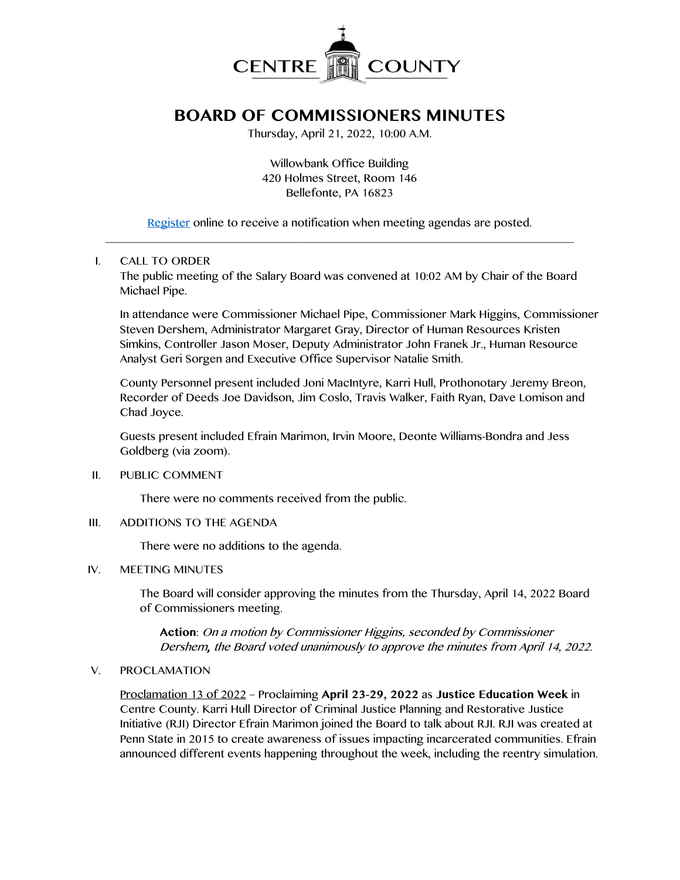CENTRE COUNTY

# BOARD OF COMMISSIONERS MINUTES

Thursday, April 21, 2022, 10:00 A.M.

Willowbank Office Building
420 Holmes Street, Room 146
Bellefonte, PA 16823

[Register](#) online to receive a notification when meeting agendas are posted.

---

I. CALL TO ORDER

The public meeting of the Salary Board was convened at 10:02 AM by Chair of the Board Michael Pipe.

In attendance were Commissioner Michael Pipe, Commissioner Mark Higgins, Commissioner Steven Dershem, Administrator Margaret Gray, Director of Human Resources Kristen Simkins, Controller Jason Moser, Deputy Administrator John Franek Jr., Human Resource Analyst Geri Sorgen and Executive Office Supervisor Natalie Smith.

County Personnel present included Joni MacIntyre, Karri Hull, Prothonotary Jeremy Breon, Recorder of Deeds Joe Davidson, Jim Coslo, Travis Walker, Faith Ryan, Dave Lomison and Chad Joyce.

Guests present included Efrain Marimon, Irvin Moore, Deonte Williams-Bondra and Jess Goldberg (via zoom).

II. PUBLIC COMMENT

There were no comments received from the public.

III. ADDITIONS TO THE AGENDA

There were no additions to the agenda.

IV. MEETING MINUTES

The Board will consider approving the minutes from the Thursday, April 14, 2022 Board of Commissioners meeting.

**Action**: *On a motion by Commissioner Higgins, seconded by Commissioner Dershem, the Board voted unanimously to approve the minutes from April 14, 2022.*

V. PROCLAMATION

Proclamation 13 of 2022 – Proclaiming **April 23-29, 2022** as **Justice Education Week** in Centre County. Karri Hull Director of Criminal Justice Planning and Restorative Justice Initiative (RJI) Director Efrain Marimon joined the Board to talk about RJI. RJI was created at Penn State in 2015 to create awareness of issues impacting incarcerated communities. Efrain announced different events happening throughout the week, including the reentry simulation.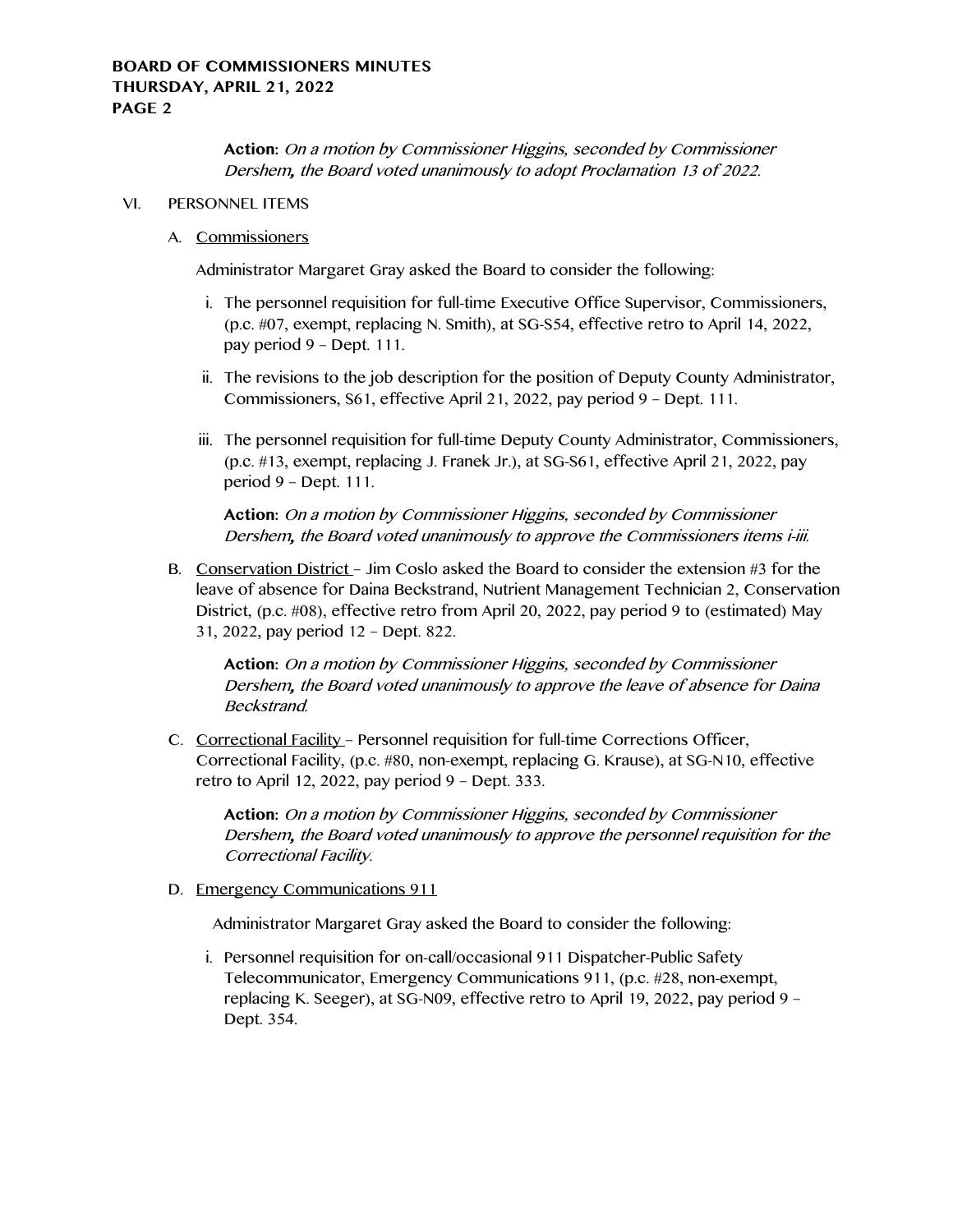**Action:** *On a motion by Commissioner Higgins, seconded by Commissioner Dershem, the Board voted unanimously to adopt Proclamation 13 of 2022.*

VI. PERSONNEL ITEMS

A. Commissioners

Administrator Margaret Gray asked the Board to consider the following:

i. The personnel requisition for full-time Executive Office Supervisor, Commissioners, (p.c. #07, exempt, replacing N. Smith), at SG-S54, effective retro to April 14, 2022, pay period 9 – Dept. 111.

ii. The revisions to the job description for the position of Deputy County Administrator, Commissioners, S61, effective April 21, 2022, pay period 9 – Dept. 111.

iii. The personnel requisition for full-time Deputy County Administrator, Commissioners, (p.c. #13, exempt, replacing J. Franek Jr.), at SG-S61, effective April 21, 2022, pay period 9 – Dept. 111.

**Action:** *On a motion by Commissioner Higgins, seconded by Commissioner Dershem, the Board voted unanimously to approve the Commissioners items i-iii.*

B. Conservation District – Jim Coslo asked the Board to consider the extension #3 for the leave of absence for Daina Beckstrand, Nutrient Management Technician 2, Conservation District, (p.c. #08), effective retro from April 20, 2022, pay period 9 to (estimated) May 31, 2022, pay period 12 – Dept. 822.

**Action:** *On a motion by Commissioner Higgins, seconded by Commissioner Dershem, the Board voted unanimously to approve the leave of absence for Daina Beckstrand.*

C. Correctional Facility – Personnel requisition for full-time Corrections Officer, Correctional Facility, (p.c. #80, non-exempt, replacing G. Krause), at SG-N10, effective retro to April 12, 2022, pay period 9 – Dept. 333.

**Action:** *On a motion by Commissioner Higgins, seconded by Commissioner Dershem, the Board voted unanimously to approve the personnel requisition for the Correctional Facility.*

D. Emergency Communications 911

Administrator Margaret Gray asked the Board to consider the following:

i. Personnel requisition for on-call/occasional 911 Dispatcher-Public Safety Telecommunicator, Emergency Communications 911, (p.c. #28, non-exempt, replacing K. Seeger), at SG-N09, effective retro to April 19, 2022, pay period 9 – Dept. 354.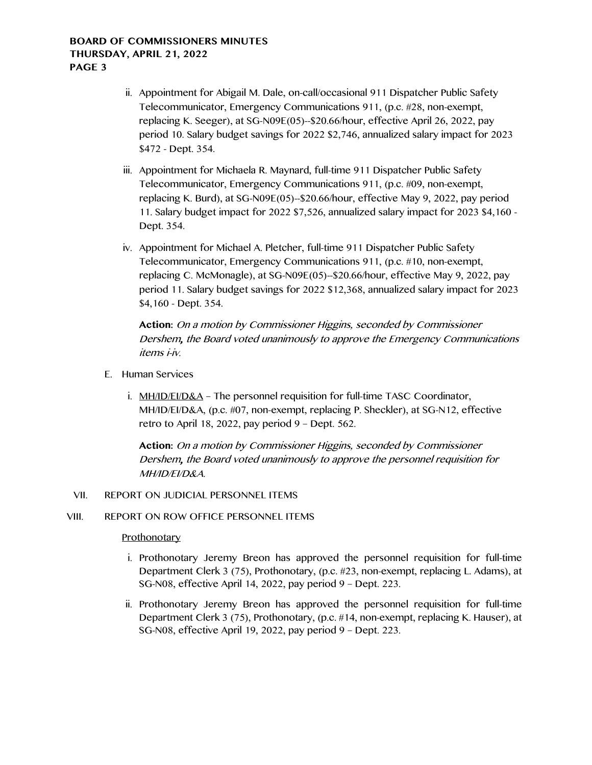ii. Appointment for Abigail M. Dale, on-call/occasional 911 Dispatcher Public Safety Telecommunicator, Emergency Communications 911, (p.c. #28, non-exempt, replacing K. Seeger), at SG-N09E(05)--$20.66/hour, effective April 26, 2022, pay period 10. Salary budget savings for 2022 $2,746, annualized salary impact for 2023 $472 - Dept. 354.

iii. Appointment for Michaela R. Maynard, full-time 911 Dispatcher Public Safety Telecommunicator, Emergency Communications 911, (p.c. #09, non-exempt, replacing K. Burd), at SG-N09E(05)--$20.66/hour, effective May 9, 2022, pay period 11. Salary budget impact for 2022 $7,526, annualized salary impact for 2023 $4,160 - Dept. 354.

iv. Appointment for Michael A. Pletcher, full-time 911 Dispatcher Public Safety Telecommunicator, Emergency Communications 911, (p.c. #10, non-exempt, replacing C. McMonagle), at SG-N09E(05)--$20.66/hour, effective May 9, 2022, pay period 11. Salary budget savings for 2022 $12,368, annualized salary impact for 2023 $4,160 - Dept. 354.

**Action:** *On a motion by Commissioner Higgins, seconded by Commissioner Dershem, the Board voted unanimously to approve the Emergency Communications items i-iv.*

E. Human Services

i. MH/ID/EI/D&A – The personnel requisition for full-time TASC Coordinator, MH/ID/EI/D&A, (p.c. #07, non-exempt, replacing P. Sheckler), at SG-N12, effective retro to April 18, 2022, pay period 9 – Dept. 562.

**Action:** *On a motion by Commissioner Higgins, seconded by Commissioner Dershem, the Board voted unanimously to approve the personnel requisition for MH/ID/EI/D&A.*

VII. REPORT ON JUDICIAL PERSONNEL ITEMS

VIII. REPORT ON ROW OFFICE PERSONNEL ITEMS

Prothonotary

i. Prothonotary Jeremy Breon has approved the personnel requisition for full-time Department Clerk 3 (75), Prothonotary, (p.c. #23, non-exempt, replacing L. Adams), at SG-N08, effective April 14, 2022, pay period 9 – Dept. 223.

ii. Prothonotary Jeremy Breon has approved the personnel requisition for full-time Department Clerk 3 (75), Prothonotary, (p.c. #14, non-exempt, replacing K. Hauser), at SG-N08, effective April 19, 2022, pay period 9 – Dept. 223.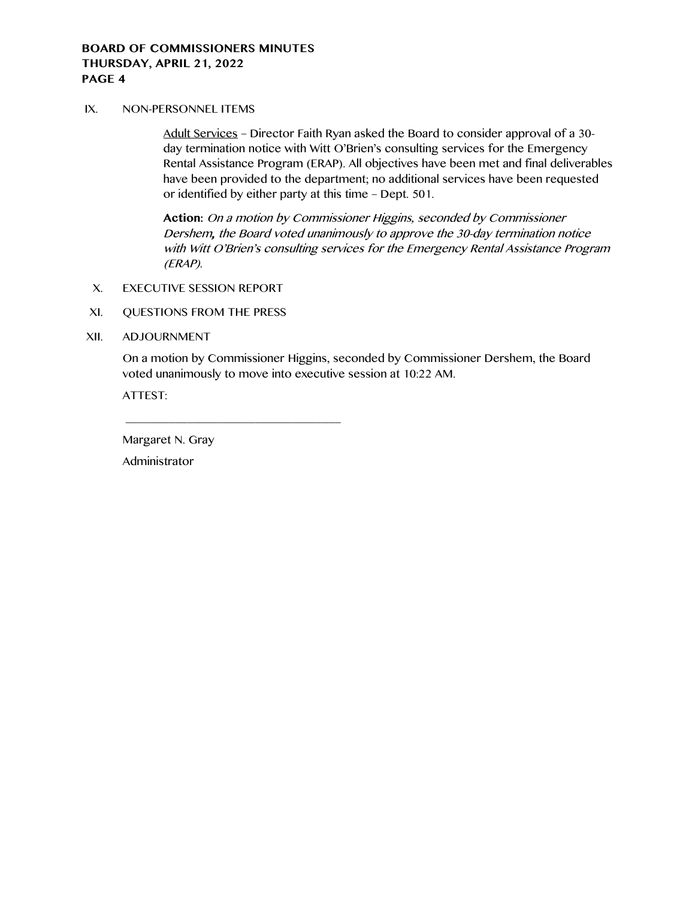IX. NON-PERSONNEL ITEMS

Adult Services – Director Faith Ryan asked the Board to consider approval of a 30-day termination notice with Witt O'Brien's consulting services for the Emergency Rental Assistance Program (ERAP). All objectives have been met and final deliverables have been provided to the department; no additional services have been requested or identified by either party at this time – Dept. 501.

**Action:** *On a motion by Commissioner Higgins, seconded by Commissioner Dershem, the Board voted unanimously to approve the 30-day termination notice with Witt O'Brien's consulting services for the Emergency Rental Assistance Program (ERAP).*

X. EXECUTIVE SESSION REPORT

XI. QUESTIONS FROM THE PRESS

XII. ADJOURNMENT

On a motion by Commissioner Higgins, seconded by Commissioner Dershem, the Board voted unanimously to move into executive session at 10:22 AM.

ATTEST:

\_\_\_\_\_\_\_\_\_\_\_\_\_\_\_\_\_\_\_\_\_\_\_\_\_\_\_\_\_\_\_\_\_\_\_\_

Margaret N. Gray

Administrator